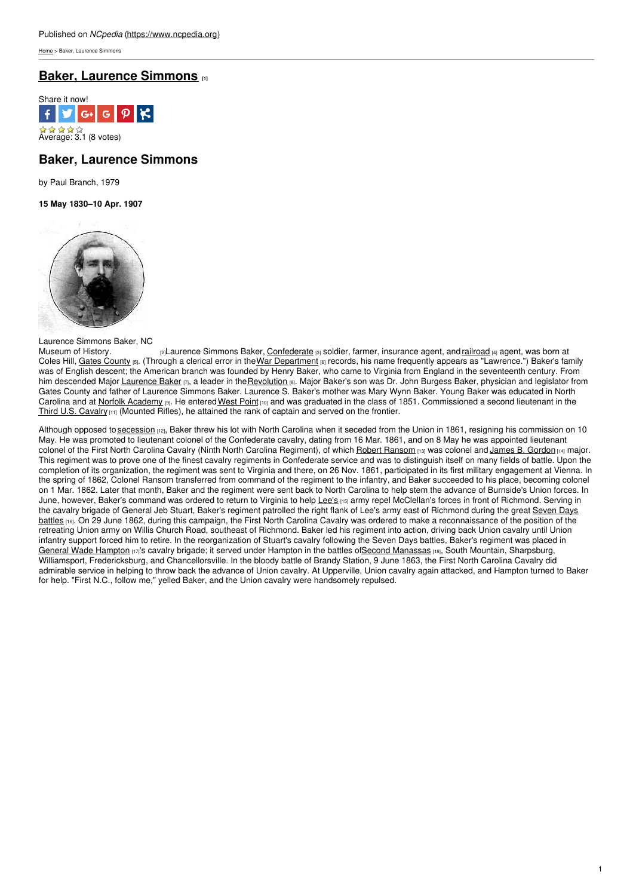Published on *NCpedia* (https://www.ncpedia.org)

Home > Baker, Laurence Simmons

# Baker, Laurence Simmons [1]

Share it now!

Average: 3.1 (8 votes)

## Baker, Laurence Simmons

by Paul Branch, 1979

**15 May 1830–10 Apr. 1907**

Laurence Simmons Baker, NC Museum of History. [2]

Laurence Simmons Baker, Confederate [3] soldier, farmer, insurance agent, and railroad [4] agent, was born at Coles Hill, Gates County [5]. (Through a clerical error in the War Department [6] records, his name frequently appears as "Lawrence.") Baker's family was of English descent; the American branch was founded by Henry Baker, who came to Virginia from England in the seventeenth century. From him descended Major Laurence Baker [7], a leader in the Revolution [8]. Major Baker's son was Dr. John Burgess Baker, physician and legislator from Gates County and father of Laurence Simmons Baker. Laurence S. Baker's mother was Mary Wynn Baker. Young Baker was educated in North Carolina and at Norfolk Academy [9]. He entered West Point [10] and was graduated in the class of 1851. Commissioned a second lieutenant in the Third U.S. Cavalry [11] (Mounted Rifles), he attained the rank of captain and served on the frontier.

Although opposed to secession [12], Baker threw his lot with North Carolina when it seceded from the Union in 1861, resigning his commission on 10 May. He was promoted to lieutenant colonel of the Confederate cavalry, dating from 16 Mar. 1861, and on 8 May he was appointed lieutenant colonel of the First North Carolina Cavalry (Ninth North Carolina Regiment), of which Robert Ransom [13] was colonel and James B. Gordon [14] major. This regiment was to prove one of the finest cavalry regiments in Confederate service and was to distinguish itself on many fields of battle. Upon the completion of its organization, the regiment was sent to Virginia and there, on 26 Nov. 1861, participated in its first military engagement at Vienna. In the spring of 1862, Colonel Ransom transferred from command of the regiment to the infantry, and Baker succeeded to his place, becoming colonel on 1 Mar. 1862. Later that month, Baker and the regiment were sent back to North Carolina to help stem the advance of Burnside's Union forces. In June, however, Baker's command was ordered to return to Virginia to help Lee's [15] army repel McClellan's forces in front of Richmond. Serving in the cavalry brigade of General Jeb Stuart, Baker's regiment patrolled the right flank of Lee's army east of Richmond during the great Seven Days battles [16]. On 29 June 1862, during this campaign, the First North Carolina Cavalry was ordered to make a reconnaissance of the position of the retreating Union army on Willis Church Road, southeast of Richmond. Baker led his regiment into action, driving back Union cavalry until Union infantry support forced him to retire. In the reorganization of Stuart's cavalry following the Seven Days battles, Baker's regiment was placed in General Wade Hampton [17]'s cavalry brigade; it served under Hampton in the battles of Second Manassas [18], South Mountain, Sharpsburg, Williamsport, Fredericksburg, and Chancellorsville. In the bloody battle of Brandy Station, 9 June 1863, the First North Carolina Cavalry did admirable service in helping to throw back the advance of Union cavalry. At Upperville, Union cavalry again attacked, and Hampton turned to Baker for help. "First N.C., follow me," yelled Baker, and the Union cavalry were handsomely repulsed.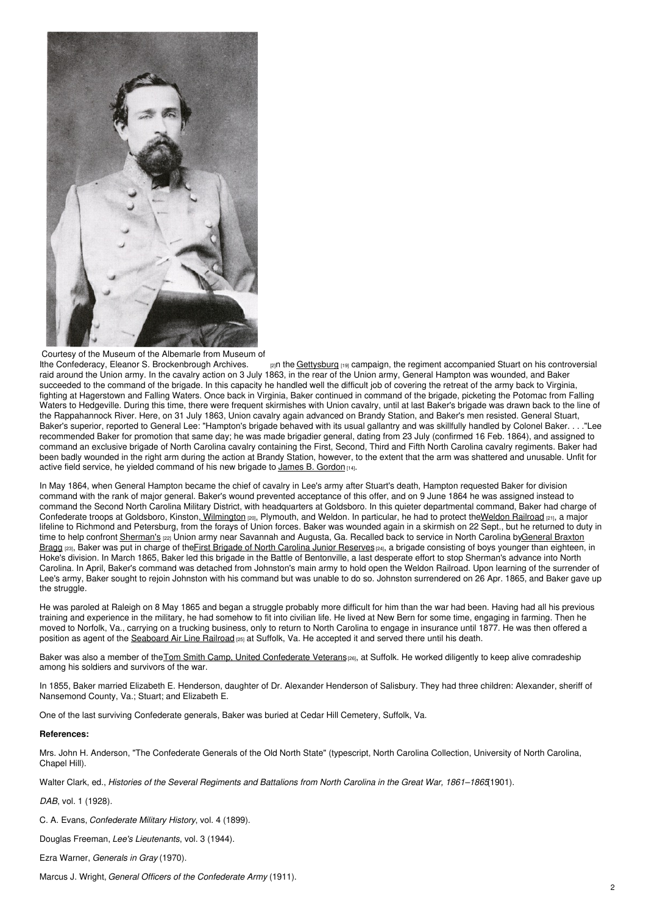Courtesy of the Museum of the Albemarle from Museum of the Confederacy, Eleanor S. Brockenbrough Archives.

[2]In the Gettysburg [19] campaign, the regiment accompanied Stuart on his controversial raid around the Union army. In the cavalry action on 3 July 1863, in the rear of the Union army, General Hampton was wounded, and Baker succeeded to the command of the brigade. In this capacity he handled well the difficult job of covering the retreat of the army back to Virginia, fighting at Hagerstown and Falling Waters. Once back in Virginia, Baker continued in command of the brigade, picketing the Potomac from Falling Waters to Hedgeville. During this time, there were frequent skirmishes with Union cavalry, until at last Baker's brigade was drawn back to the line of the Rappahannock River. Here, on 31 July 1863, Union cavalry again advanced on Brandy Station, and Baker's men resisted. General Stuart, Baker's superior, reported to General Lee: "Hampton's brigade behaved with its usual gallantry and was skillfully handled by Colonel Baker. . . ."Lee recommended Baker for promotion that same day; he was made brigadier general, dating from 23 July (confirmed 16 Feb. 1864), and assigned to command an exclusive brigade of North Carolina cavalry containing the First, Second, Third and Fifth North Carolina cavalry regiments. Baker had been badly wounded in the right arm during the action at Brandy Station, however, to the extent that the arm was shattered and unusable. Unfit for active field service, he yielded command of his new brigade to James B. Gordon [14].

In May 1864, when General Hampton became the chief of cavalry in Lee's army after Stuart's death, Hampton requested Baker for division command with the rank of major general. Baker's wound prevented acceptance of this offer, and on 9 June 1864 he was assigned instead to command the Second North Carolina Military District, with headquarters at Goldsboro. In this quieter departmental command, Baker had charge of Confederate troops at Goldsboro, Kinston, Wilmington [20], Plymouth, and Weldon. In particular, he had to protect the Weldon Railroad [21], a major lifeline to Richmond and Petersburg, from the forays of Union forces. Baker was wounded again in a skirmish on 22 Sept., but he returned to duty in time to help confront Sherman's [22] Union army near Savannah and Augusta, Ga. Recalled back to service in North Carolina by General Braxton Bragg [23], Baker was put in charge of the First Brigade of North Carolina Junior Reserves [24], a brigade consisting of boys younger than eighteen, in Hoke's division. In March 1865, Baker led this brigade in the Battle of Bentonville, a last desperate effort to stop Sherman's advance into North Carolina. In April, Baker's command was detached from Johnston's main army to hold open the Weldon Railroad. Upon learning of the surrender of Lee's army, Baker sought to rejoin Johnston with his command but was unable to do so. Johnston surrendered on 26 Apr. 1865, and Baker gave up the struggle.

He was paroled at Raleigh on 8 May 1865 and began a struggle probably more difficult for him than the war had been. Having had all his previous training and experience in the military, he had somehow to fit into civilian life. He lived at New Bern for some time, engaging in farming. Then he moved to Norfolk, Va., carrying on a trucking business, only to return to North Carolina to engage in insurance until 1877. He was then offered a position as agent of the Seaboard Air Line Railroad [25] at Suffolk, Va. He accepted it and served there until his death.

Baker was also a member of the Tom Smith Camp, United Confederate Veterans [26], at Suffolk. He worked diligently to keep alive comradeship among his soldiers and survivors of the war.

In 1855, Baker married Elizabeth E. Henderson, daughter of Dr. Alexander Henderson of Salisbury. They had three children: Alexander, sheriff of Nansemond County, Va.; Stuart; and Elizabeth E.

One of the last surviving Confederate generals, Baker was buried at Cedar Hill Cemetery, Suffolk, Va.

**References:**

Mrs. John H. Anderson, "The Confederate Generals of the Old North State" (typescript, North Carolina Collection, University of North Carolina, Chapel Hill).

Walter Clark, ed., *Histories of the Several Regiments and Battalions from North Carolina in the Great War, 1861–1865* (1901).

*DAB*, vol. 1 (1928).

C. A. Evans, *Confederate Military History*, vol. 4 (1899).

Douglas Freeman, *Lee's Lieutenants*, vol. 3 (1944).

Ezra Warner, *Generals in Gray* (1970).

Marcus J. Wright, *General Officers of the Confederate Army* (1911).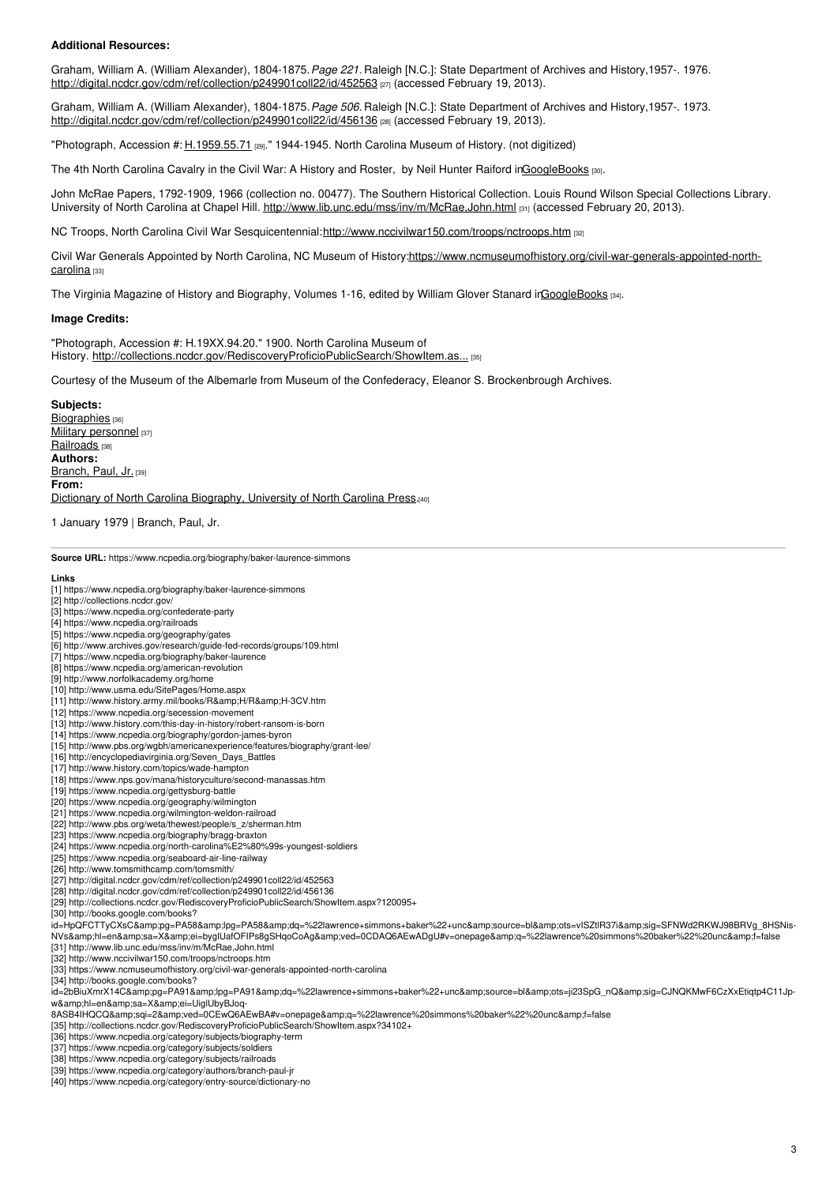**Additional Resources:**

Graham, William A. (William Alexander), 1804-1875. *Page 221.* Raleigh [N.C.]: State Department of Archives and History,1957-. 1976. http://digital.ncdcr.gov/cdm/ref/collection/p249901coll22/id/452563 [27] (accessed February 19, 2013).

Graham, William A. (William Alexander), 1804-1875. *Page 506.* Raleigh [N.C.]: State Department of Archives and History,1957-. 1973. http://digital.ncdcr.gov/cdm/ref/collection/p249901coll22/id/456136 [28] (accessed February 19, 2013).

"Photograph, Accession #: H.1959.55.71 [29]." 1944-1945. North Carolina Museum of History. (not digitized)

The 4th North Carolina Cavalry in the Civil War: A History and Roster, by Neil Hunter Raiford inGoogleBooks [30].

John McRae Papers, 1792-1909, 1966 (collection no. 00477). The Southern Historical Collection. Louis Round Wilson Special Collections Library. University of North Carolina at Chapel Hill. http://www.lib.unc.edu/mss/inv/m/McRae,John.html [31] (accessed February 20, 2013).

NC Troops, North Carolina Civil War Sesquicentennial:http://www.nccivilwar150.com/troops/nctroops.htm [32]

Civil War Generals Appointed by North Carolina, NC Museum of History:https://www.ncmuseumofhistory.org/civil-war-generals-appointed-north-carolina [33]

The Virginia Magazine of History and Biography, Volumes 1-16, edited by William Glover Stanard inGoogleBooks [34].

**Image Credits:**

"Photograph, Accession #: H.19XX.94.20." 1900. North Carolina Museum of History. http://collections.ncdcr.gov/RediscoveryProficioPublicSearch/ShowItem.as... [35]

Courtesy of the Museum of the Albemarle from Museum of the Confederacy, Eleanor S. Brockenbrough Archives.

**Subjects:**
Biographies [36]
Military personnel [37]
Railroads [38]
**Authors:**
Branch, Paul, Jr. [39]
**From:**
Dictionary of North Carolina Biography, University of North Carolina Press.[40]

1 January 1979 | Branch, Paul, Jr.

---

**Source URL:** https://www.ncpedia.org/biography/baker-laurence-simmons

**Links**
[1] https://www.ncpedia.org/biography/baker-laurence-simmons
[2] http://collections.ncdcr.gov/
[3] https://www.ncpedia.org/confederate-party
[4] https://www.ncpedia.org/railroads
[5] https://www.ncpedia.org/geography/gates
[6] http://www.archives.gov/research/guide-fed-records/groups/109.html
[7] https://www.ncpedia.org/biography/baker-laurence
[8] https://www.ncpedia.org/american-revolution
[9] http://www.norfolkacademy.org/home
[10] http://www.usma.edu/SitePages/Home.aspx
[11] http://www.history.army.mil/books/R&amp;H/R&amp;H-3CV.htm
[12] https://www.ncpedia.org/secession-movement
[13] http://www.history.com/this-day-in-history/robert-ransom-is-born
[14] https://www.ncpedia.org/biography/gordon-james-byron
[15] http://www.pbs.org/wgbh/americanexperience/features/biography/grant-lee/
[16] http://encyclopediavirginia.org/Seven_Days_Battles
[17] http://www.history.com/topics/wade-hampton
[18] https://www.nps.gov/mana/historyculture/second-manassas.htm
[19] https://www.ncpedia.org/gettysburg-battle
[20] https://www.ncpedia.org/geography/wilmington
[21] https://www.ncpedia.org/wilmington-weldon-railroad
[22] http://www.pbs.org/weta/thewest/people/s_z/sherman.htm
[23] https://www.ncpedia.org/biography/bragg-braxton
[24] https://www.ncpedia.org/north-carolina%E2%80%99s-youngest-soldiers
[25] https://www.ncpedia.org/seaboard-air-line-railway
[26] http://www.tomsmithcamp.com/tomsmith/
[27] http://digital.ncdcr.gov/cdm/ref/collection/p249901coll22/id/452563
[28] http://digital.ncdcr.gov/cdm/ref/collection/p249901coll22/id/456136
[29] http://collections.ncdcr.gov/RediscoveryProficioPublicSearch/ShowItem.aspx?120095+
[30] http://books.google.com/books?id=HpQFCTTyCXsC&amp;pg=PA58&amp;lpg=PA58&amp;dq=%22lawrence+simmons+baker%22+unc&amp;source=bl&amp;ots=vISZtlR37i&amp;sig=SFNWd2RKWJ98BRVg_8HSNis-NVs&amp;hl=en&amp;sa=X&amp;ei=byglUafOFIPs8gSHqoCoAg&amp;ved=0CDAQ6AEwADgU#v=onepage&amp;q=%22lawrence%20simmons%20baker%22%20unc&amp;f=false
[31] http://www.lib.unc.edu/mss/inv/m/McRae,John.html
[32] http://www.nccivilwar150.com/troops/nctroops.htm
[33] https://www.ncmuseumofhistory.org/civil-war-generals-appointed-north-carolina
[34] http://books.google.com/books?id=2bBiuXmrX14C&amp;pg=PA91&amp;lpg=PA91&amp;dq=%22lawrence+simmons+baker%22+unc&amp;source=bl&amp;ots=ji23SpG_nQ&amp;sig=CJNQKMwF6CzXxEtiqtp4C11Jp-w&amp;hl=en&amp;sa=X&amp;ei=UiglUbyBJoq-8ASB4IHQCQ&amp;sqi=2&amp;ved=0CEwQ6AEwBA#v=onepage&amp;q=%22lawrence%20simmons%20baker%22%20unc&amp;f=false
[35] http://collections.ncdcr.gov/RediscoveryProficioPublicSearch/ShowItem.aspx?34102+
[36] https://www.ncpedia.org/category/subjects/biography-term
[37] https://www.ncpedia.org/category/subjects/soldiers
[38] https://www.ncpedia.org/category/subjects/railroads
[39] https://www.ncpedia.org/category/authors/branch-paul-jr
[40] https://www.ncpedia.org/category/entry-source/dictionary-no